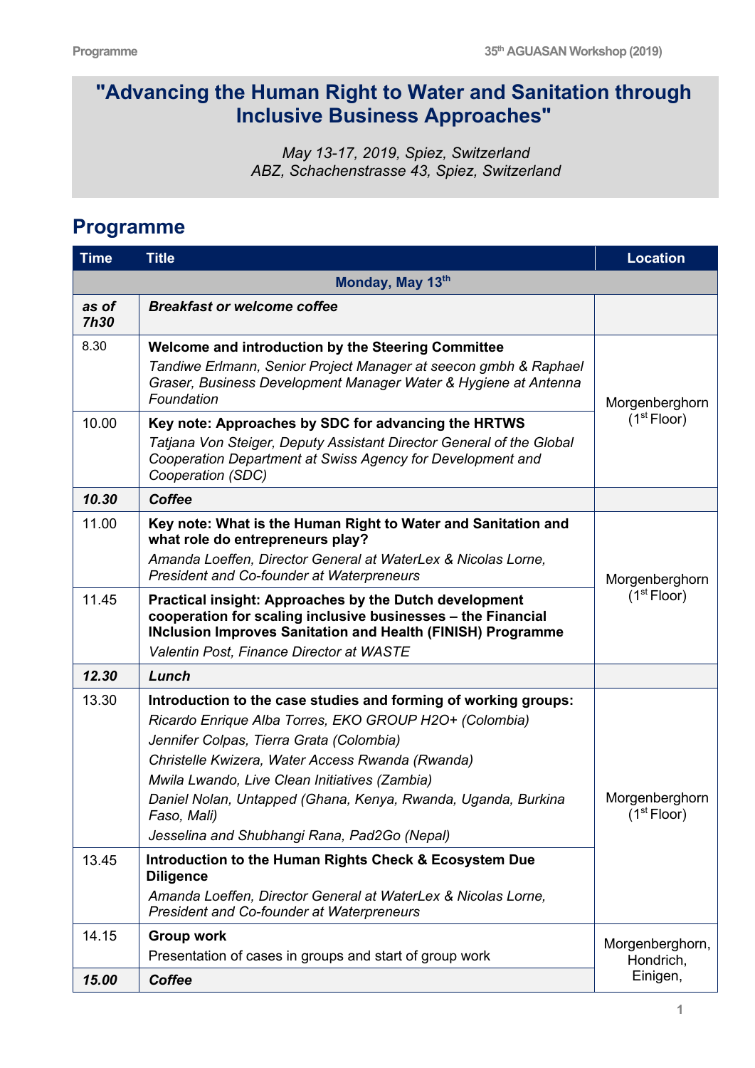# "Advancing the Human Right to Water and Sanitation through Inclusive Business Approaches"

*May 13-17, 2019, Spiez, Switzerland*
*ABZ, Schachenstrasse 43, Spiez, Switzerland*

## Programme

| Time | Title | Location |
|---|---|---|
| **Monday, May 13th** | | |
| ***as of 7h30*** | ***Breakfast or welcome coffee*** | |
| 8.30 | **Welcome and introduction by the Steering Committee**<br>*Tandiwe Erlmann, Senior Project Manager at seecon gmbh & Raphael Graser, Business Development Manager Water & Hygiene at Antenna Foundation* | Morgenberghorn (1st Floor) |
| 10.00 | **Key note: Approaches by SDC for advancing the HRTWS**<br>*Tatjana Von Steiger, Deputy Assistant Director General of the Global Cooperation Department at Swiss Agency for Development and Cooperation (SDC)* | Morgenberghorn (1st Floor) |
| ***10.30*** | ***Coffee*** | |
| 11.00 | **Key note: What is the Human Right to Water and Sanitation and what role do entrepreneurs play?**<br>*Amanda Loeffen, Director General at WaterLex & Nicolas Lorne, President and Co-founder at Waterpreneurs* | Morgenberghorn (1st Floor) |
| 11.45 | **Practical insight: Approaches by the Dutch development cooperation for scaling inclusive businesses – the Financial INclusion Improves Sanitation and Health (FINISH) Programme**<br>*Valentin Post, Finance Director at WASTE* | Morgenberghorn (1st Floor) |
| ***12.30*** | ***Lunch*** | |
| 13.30 | **Introduction to the case studies and forming of working groups:**<br>*Ricardo Enrique Alba Torres, EKO GROUP H2O+ (Colombia)*<br>*Jennifer Colpas, Tierra Grata (Colombia)*<br>*Christelle Kwizera, Water Access Rwanda (Rwanda)*<br>*Mwila Lwando, Live Clean Initiatives (Zambia)*<br>*Daniel Nolan, Untapped (Ghana, Kenya, Rwanda, Uganda, Burkina Faso, Mali)*<br>*Jesselina and Shubhangi Rana, Pad2Go (Nepal)* | Morgenberghorn (1st Floor) |
| 13.45 | **Introduction to the Human Rights Check & Ecosystem Due Diligence**<br>*Amanda Loeffen, Director General at WaterLex & Nicolas Lorne, President and Co-founder at Waterpreneurs* | Morgenberghorn (1st Floor) |
| 14.15 | **Group work**<br>Presentation of cases in groups and start of group work | Morgenberghorn, Hondrich, Einigen, |
| ***15.00*** | ***Coffee*** | |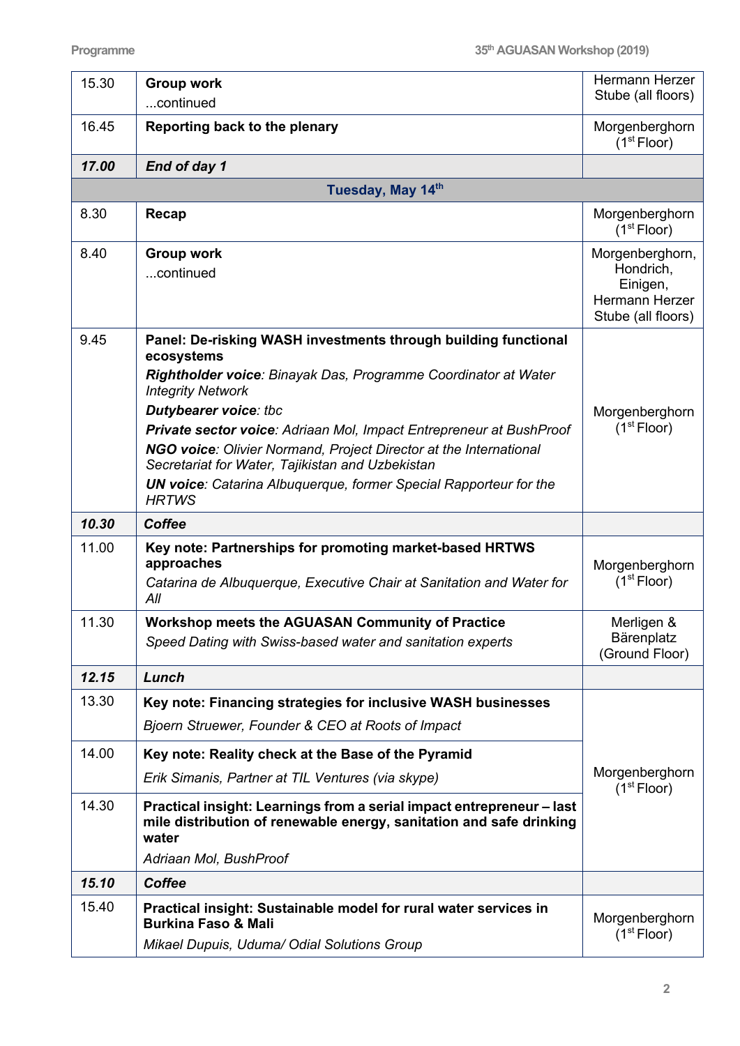| | | |
|---|---|---|
| 15.30 | **Group work**<br>...continued | Hermann Herzer Stube (all floors) |
| 16.45 | **Reporting back to the plenary** | Morgenberghorn (1st Floor) |
| ***17.00*** | ***End of day 1*** | |
| | **Tuesday, May 14th** | |
| 8.30 | **Recap** | Morgenberghorn (1st Floor) |
| 8.40 | **Group work**<br>...continued | Morgenberghorn, Hondrich, Einigen, Hermann Herzer Stube (all floors) |
| 9.45 | **Panel: De-risking WASH investments through building functional ecosystems**<br>***Rightholder voice****: Binayak Das, Programme Coordinator at Water Integrity Network*<br>***Dutybearer voice****: tbc*<br>***Private sector voice****: Adriaan Mol, Impact Entrepreneur at BushProof*<br>***NGO voice****: Olivier Normand, Project Director at the International Secretariat for Water, Tajikistan and Uzbekistan*<br>***UN voice****: Catarina Albuquerque, former Special Rapporteur for the HRTWS* | Morgenberghorn (1st Floor) |
| ***10.30*** | ***Coffee*** | |
| 11.00 | **Key note: Partnerships for promoting market-based HRTWS approaches**<br>*Catarina de Albuquerque, Executive Chair at Sanitation and Water for All* | Morgenberghorn (1st Floor) |
| 11.30 | **Workshop meets the AGUASAN Community of Practice**<br>*Speed Dating with Swiss-based water and sanitation experts* | Merligen & Bärenplatz (Ground Floor) |
| ***12.15*** | ***Lunch*** | |
| 13.30 | **Key note: Financing strategies for inclusive WASH businesses**<br>*Bjoern Struewer, Founder & CEO at Roots of Impact* | Morgenberghorn (1st Floor) |
| 14.00 | **Key note: Reality check at the Base of the Pyramid**<br>*Erik Simanis, Partner at TIL Ventures (via skype)* | |
| 14.30 | **Practical insight: Learnings from a serial impact entrepreneur – last mile distribution of renewable energy, sanitation and safe drinking water**<br>*Adriaan Mol, BushProof* | |
| ***15.10*** | ***Coffee*** | |
| 15.40 | **Practical insight: Sustainable model for rural water services in Burkina Faso & Mali**<br>*Mikael Dupuis, Uduma/ Odial Solutions Group* | Morgenberghorn (1st Floor) |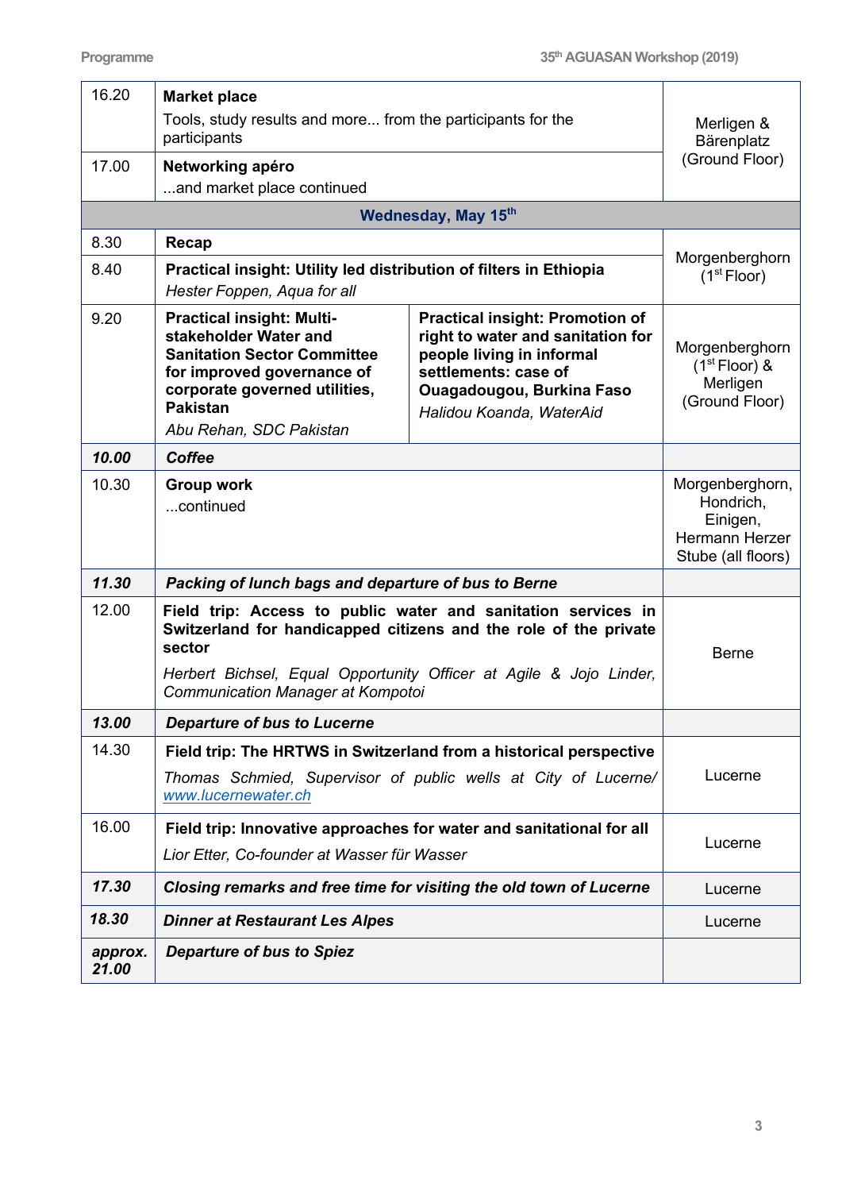| | | |
|---|---|---|
| 16.20 | **Market place**<br>Tools, study results and more... from the participants for the participants | Merligen & Bärenplatz (Ground Floor) |
| 17.00 | **Networking apéro**<br>...and market place continued | |
| | **Wednesday, May 15th** | |
| 8.30 | **Recap** | Morgenberghorn (1st Floor) |
| 8.40 | **Practical insight: Utility led distribution of filters in Ethiopia**<br>*Hester Foppen, Aqua for all* | |
| 9.20 | **Practical insight: Multi-stakeholder Water and Sanitation Sector Committee for improved governance of corporate governed utilities, Pakistan**<br>*Abu Rehan, SDC Pakistan*<br><br>**Practical insight: Promotion of right to water and sanitation for people living in informal settlements: case of Ouagadougou, Burkina Faso**<br>*Halidou Koanda, WaterAid* | Morgenberghorn (1st Floor) & Merligen (Ground Floor) |
| ***10.00*** | ***Coffee*** | |
| 10.30 | **Group work**<br>...continued | Morgenberghorn, Hondrich, Einigen, Hermann Herzer Stube (all floors) |
| ***11.30*** | ***Packing of lunch bags and departure of bus to Berne*** | |
| 12.00 | **Field trip: Access to public water and sanitation services in Switzerland for handicapped citizens and the role of the private sector**<br>*Herbert Bichsel, Equal Opportunity Officer at Agile & Jojo Linder, Communication Manager at Kompotoi* | Berne |
| ***13.00*** | ***Departure of bus to Lucerne*** | |
| 14.30 | **Field trip: The HRTWS in Switzerland from a historical perspective**<br>*Thomas Schmied, Supervisor of public wells at City of Lucerne/ www.lucernewater.ch* | Lucerne |
| 16.00 | **Field trip: Innovative approaches for water and sanitational for all**<br>*Lior Etter, Co-founder at Wasser für Wasser* | Lucerne |
| ***17.30*** | ***Closing remarks and free time for visiting the old town of Lucerne*** | Lucerne |
| ***18.30*** | ***Dinner at Restaurant Les Alpes*** | Lucerne |
| ***approx. 21.00*** | ***Departure of bus to Spiez*** | |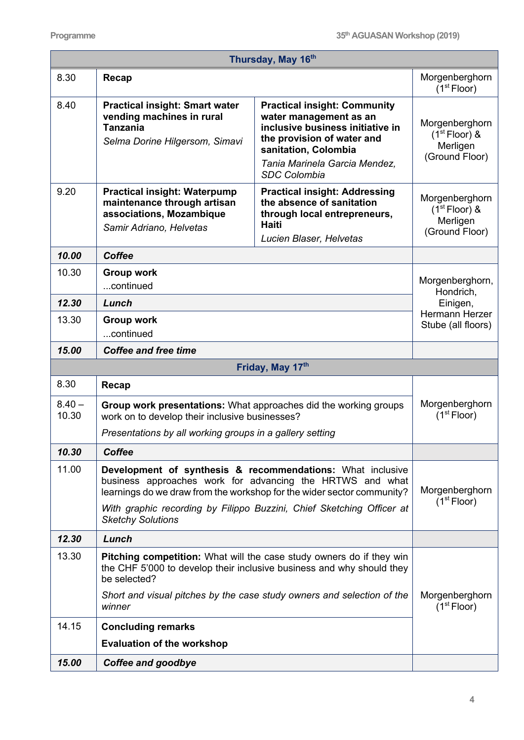| | | | |
|---|---|---|---|
| **Thursday, May 16th** | | | |
| 8.30 | **Recap** | | Morgenberghorn (1st Floor) |
| 8.40 | **Practical insight: Smart water vending machines in rural Tanzania** *Selma Dorine Hilgersom, Simavi* | **Practical insight: Community water management as an inclusive business initiative in the provision of water and sanitation, Colombia** *Tania Marinela Garcia Mendez, SDC Colombia* | Morgenberghorn (1st Floor) & Merligen (Ground Floor) |
| 9.20 | **Practical insight: Waterpump maintenance through artisan associations, Mozambique** *Samir Adriano, Helvetas* | **Practical insight: Addressing the absence of sanitation through local entrepreneurs, Haiti** *Lucien Blaser, Helvetas* | Morgenberghorn (1st Floor) & Merligen (Ground Floor) |
| ***10.00*** | ***Coffee*** | | |
| 10.30 | **Group work** ...continued | | Morgenberghorn, Hondrich, Einigen, Hermann Herzer Stube (all floors) |
| ***12.30*** | ***Lunch*** | | |
| 13.30 | **Group work** ...continued | | |
| ***15.00*** | ***Coffee and free time*** | | |
| **Friday, May 17th** | | | |
| 8.30 | **Recap** | | Morgenberghorn (1st Floor) |
| 8.40 – 10.30 | **Group work presentations:** What approaches did the working groups work on to develop their inclusive businesses? *Presentations by all working groups in a gallery setting* | | |
| ***10.30*** | ***Coffee*** | | |
| 11.00 | **Development of synthesis & recommendations:** What inclusive business approaches work for advancing the HRTWS and what learnings do we draw from the workshop for the wider sector community? *With graphic recording by Filippo Buzzini, Chief Sketching Officer at Sketchy Solutions* | | Morgenberghorn (1st Floor) |
| ***12.30*** | ***Lunch*** | | |
| 13.30 | **Pitching competition:** What will the case study owners do if they win the CHF 5'000 to develop their inclusive business and why should they be selected? *Short and visual pitches by the case study owners and selection of the winner* | | Morgenberghorn (1st Floor) |
| 14.15 | **Concluding remarks** **Evaluation of the workshop** | | |
| ***15.00*** | ***Coffee and goodbye*** | | |